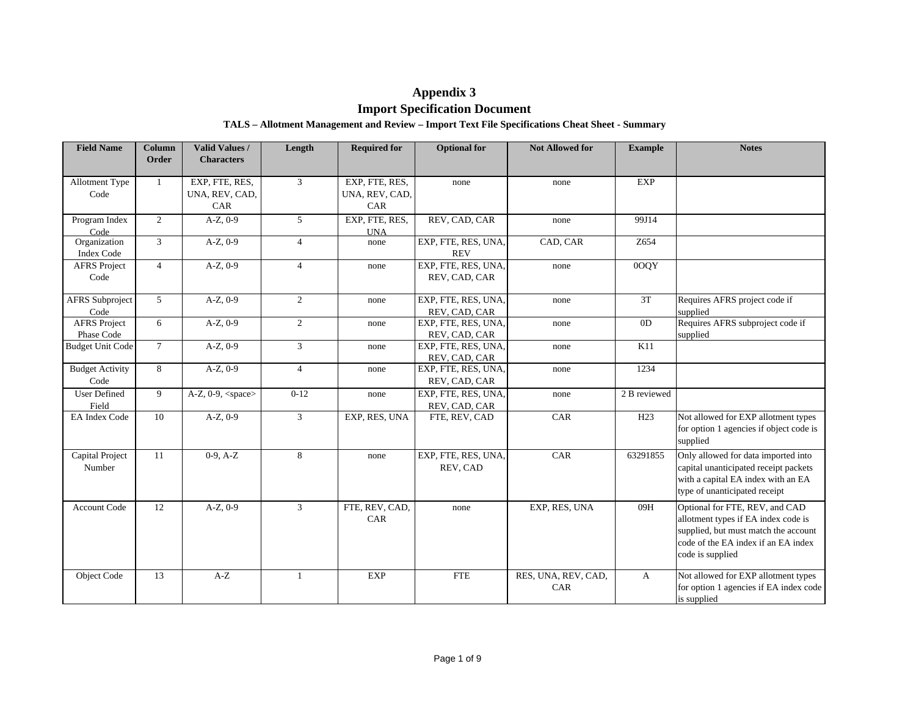# Appendix 3
# Import Specification Document

### TALS – Allotment Management and Review – Import Text File Specifications Cheat Sheet - Summary

| Field Name | Column Order | Valid Values / Characters | Length | Required for | Optional for | Not Allowed for | Example | Notes |
|---|---|---|---|---|---|---|---|---|
| Allotment Type Code | 1 | EXP, FTE, RES, UNA, REV, CAD, CAR | 3 | EXP, FTE, RES, UNA, REV, CAD, CAR | none | none | EXP | |
| Program Index Code | 2 | A-Z, 0-9 | 5 | EXP, FTE, RES, UNA | REV, CAD, CAR | none | 99J14 | |
| Organization Index Code | 3 | A-Z, 0-9 | 4 | none | EXP, FTE, RES, UNA, REV | CAD, CAR | Z654 | |
| AFRS Project Code | 4 | A-Z, 0-9 | 4 | none | EXP, FTE, RES, UNA, REV, CAD, CAR | none | 0OQY | |
| AFRS Subproject Code | 5 | A-Z, 0-9 | 2 | none | EXP, FTE, RES, UNA, REV, CAD, CAR | none | 3T | Requires AFRS project code if supplied |
| AFRS Project Phase Code | 6 | A-Z, 0-9 | 2 | none | EXP, FTE, RES, UNA, REV, CAD, CAR | none | 0D | Requires AFRS subproject code if supplied |
| Budget Unit Code | 7 | A-Z, 0-9 | 3 | none | EXP, FTE, RES, UNA, REV, CAD, CAR | none | K11 | |
| Budget Activity Code | 8 | A-Z, 0-9 | 4 | none | EXP, FTE, RES, UNA, REV, CAD, CAR | none | 1234 | |
| User Defined Field | 9 | A-Z, 0-9, <space> | 0-12 | none | EXP, FTE, RES, UNA, REV, CAD, CAR | none | 2 B reviewed | |
| EA Index Code | 10 | A-Z, 0-9 | 3 | EXP, RES, UNA | FTE, REV, CAD | CAR | H23 | Not allowed for EXP allotment types for option 1 agencies if object code is supplied |
| Capital Project Number | 11 | 0-9, A-Z | 8 | none | EXP, FTE, RES, UNA, REV, CAD | CAR | 63291855 | Only allowed for data imported into capital unanticipated receipt packets with a capital EA index with an EA type of unanticipated receipt |
| Account Code | 12 | A-Z, 0-9 | 3 | FTE, REV, CAD, CAR | none | EXP, RES, UNA | 09H | Optional for FTE, REV, and CAD allotment types if EA index code is supplied, but must match the account code of the EA index if an EA index code is supplied |
| Object Code | 13 | A-Z | 1 | EXP | FTE | RES, UNA, REV, CAD, CAR | A | Not allowed for EXP allotment types for option 1 agencies if EA index code is supplied |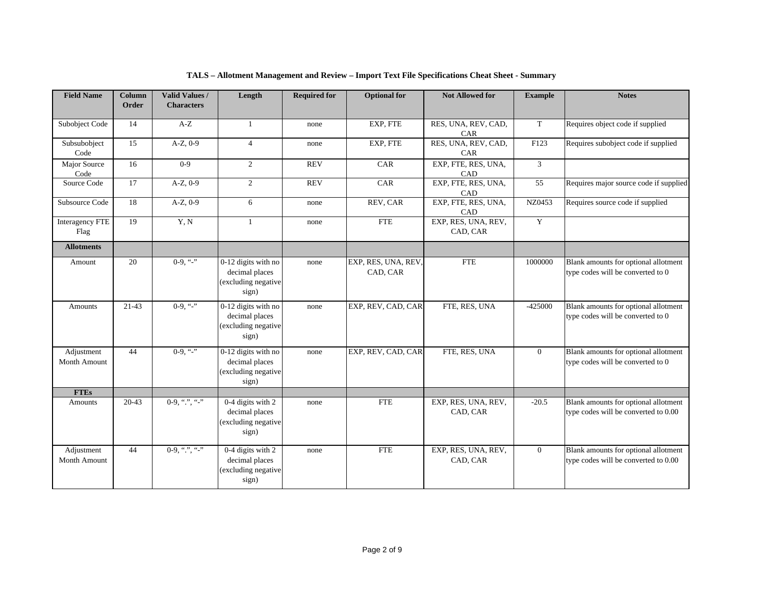**TALS – Allotment Management and Review – Import Text File Specifications Cheat Sheet - Summary**

| Field Name | Column Order | Valid Values / Characters | Length | Required for | Optional for | Not Allowed for | Example | Notes |
|---|---|---|---|---|---|---|---|---|
| Subobject Code | 14 | A-Z | 1 | none | EXP, FTE | RES, UNA, REV, CAD, CAR | T | Requires object code if supplied |
| Subsubobject Code | 15 | A-Z, 0-9 | 4 | none | EXP, FTE | RES, UNA, REV, CAD, CAR | F123 | Requires subobject code if supplied |
| Major Source Code | 16 | 0-9 | 2 | REV | CAR | EXP, FTE, RES, UNA, CAD | 3 | |
| Source Code | 17 | A-Z, 0-9 | 2 | REV | CAR | EXP, FTE, RES, UNA, CAD | 55 | Requires major source code if supplied |
| Subsource Code | 18 | A-Z, 0-9 | 6 | none | REV, CAR | EXP, FTE, RES, UNA, CAD | NZ0453 | Requires source code if supplied |
| Interagency FTE Flag | 19 | Y, N | 1 | none | FTE | EXP, RES, UNA, REV, CAD, CAR | Y | |
| **Allotments** | | | | | | | | |
| Amount | 20 | 0-9, "-" | 0-12 digits with no decimal places (excluding negative sign) | none | EXP, RES, UNA, REV, CAD, CAR | FTE | 1000000 | Blank amounts for optional allotment type codes will be converted to 0 |
| Amounts | 21-43 | 0-9, "-" | 0-12 digits with no decimal places (excluding negative sign) | none | EXP, REV, CAD, CAR | FTE, RES, UNA | -425000 | Blank amounts for optional allotment type codes will be converted to 0 |
| Adjustment Month Amount | 44 | 0-9, "-" | 0-12 digits with no decimal places (excluding negative sign) | none | EXP, REV, CAD, CAR | FTE, RES, UNA | 0 | Blank amounts for optional allotment type codes will be converted to 0 |
| **FTEs** | | | | | | | | |
| Amounts | 20-43 | 0-9, ".", "-" | 0-4 digits with 2 decimal places (excluding negative sign) | none | FTE | EXP, RES, UNA, REV, CAD, CAR | -20.5 | Blank amounts for optional allotment type codes will be converted to 0.00 |
| Adjustment Month Amount | 44 | 0-9, ".", "-" | 0-4 digits with 2 decimal places (excluding negative sign) | none | FTE | EXP, RES, UNA, REV, CAD, CAR | 0 | Blank amounts for optional allotment type codes will be converted to 0.00 |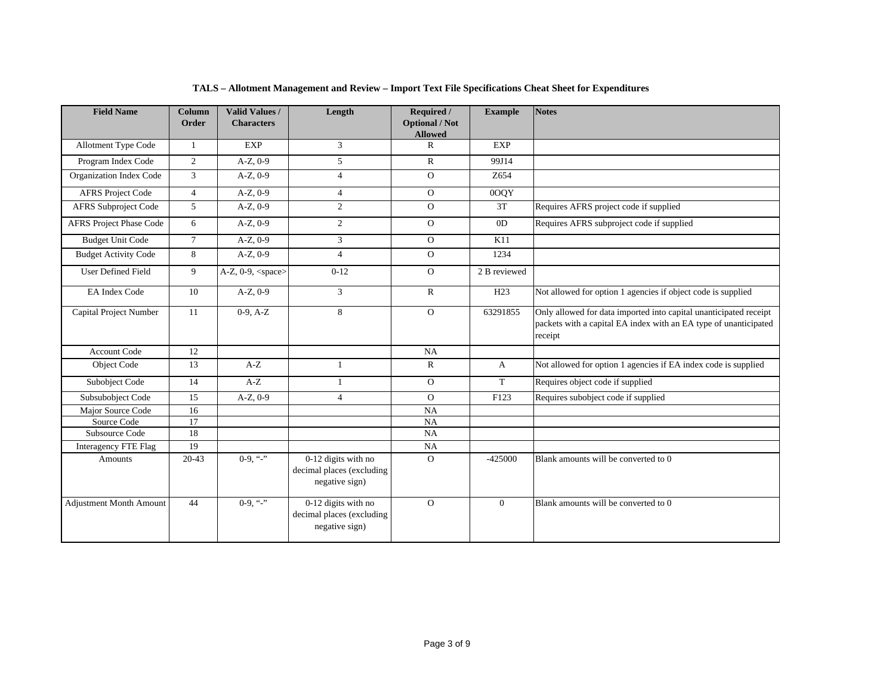**TALS – Allotment Management and Review – Import Text File Specifications Cheat Sheet for Expenditures**

| Field Name | Column Order | Valid Values / Characters | Length | Required / Optional / Not Allowed | Example | Notes |
|---|---|---|---|---|---|---|
| Allotment Type Code | 1 | EXP | 3 | R | EXP | |
| Program Index Code | 2 | A-Z, 0-9 | 5 | R | 99J14 | |
| Organization Index Code | 3 | A-Z, 0-9 | 4 | O | Z654 | |
| AFRS Project Code | 4 | A-Z, 0-9 | 4 | O | 0OQY | |
| AFRS Subproject Code | 5 | A-Z, 0-9 | 2 | O | 3T | Requires AFRS project code if supplied |
| AFRS Project Phase Code | 6 | A-Z, 0-9 | 2 | O | 0D | Requires AFRS subproject code if supplied |
| Budget Unit Code | 7 | A-Z, 0-9 | 3 | O | K11 | |
| Budget Activity Code | 8 | A-Z, 0-9 | 4 | O | 1234 | |
| User Defined Field | 9 | A-Z, 0-9, <space> | 0-12 | O | 2 B reviewed | |
| EA Index Code | 10 | A-Z, 0-9 | 3 | R | H23 | Not allowed for option 1 agencies if object code is supplied |
| Capital Project Number | 11 | 0-9, A-Z | 8 | O | 63291855 | Only allowed for data imported into capital unanticipated receipt packets with a capital EA index with an EA type of unanticipated receipt |
| Account Code | 12 | | | NA | | |
| Object Code | 13 | A-Z | 1 | R | A | Not allowed for option 1 agencies if EA index code is supplied |
| Subobject Code | 14 | A-Z | 1 | O | T | Requires object code if supplied |
| Subsubobject Code | 15 | A-Z, 0-9 | 4 | O | F123 | Requires subobject code if supplied |
| Major Source Code | 16 | | | NA | | |
| Source Code | 17 | | | NA | | |
| Subsource Code | 18 | | | NA | | |
| Interagency FTE Flag | 19 | | | NA | | |
| Amounts | 20-43 | 0-9, "-" | 0-12 digits with no decimal places (excluding negative sign) | O | -425000 | Blank amounts will be converted to 0 |
| Adjustment Month Amount | 44 | 0-9, "-" | 0-12 digits with no decimal places (excluding negative sign) | O | 0 | Blank amounts will be converted to 0 |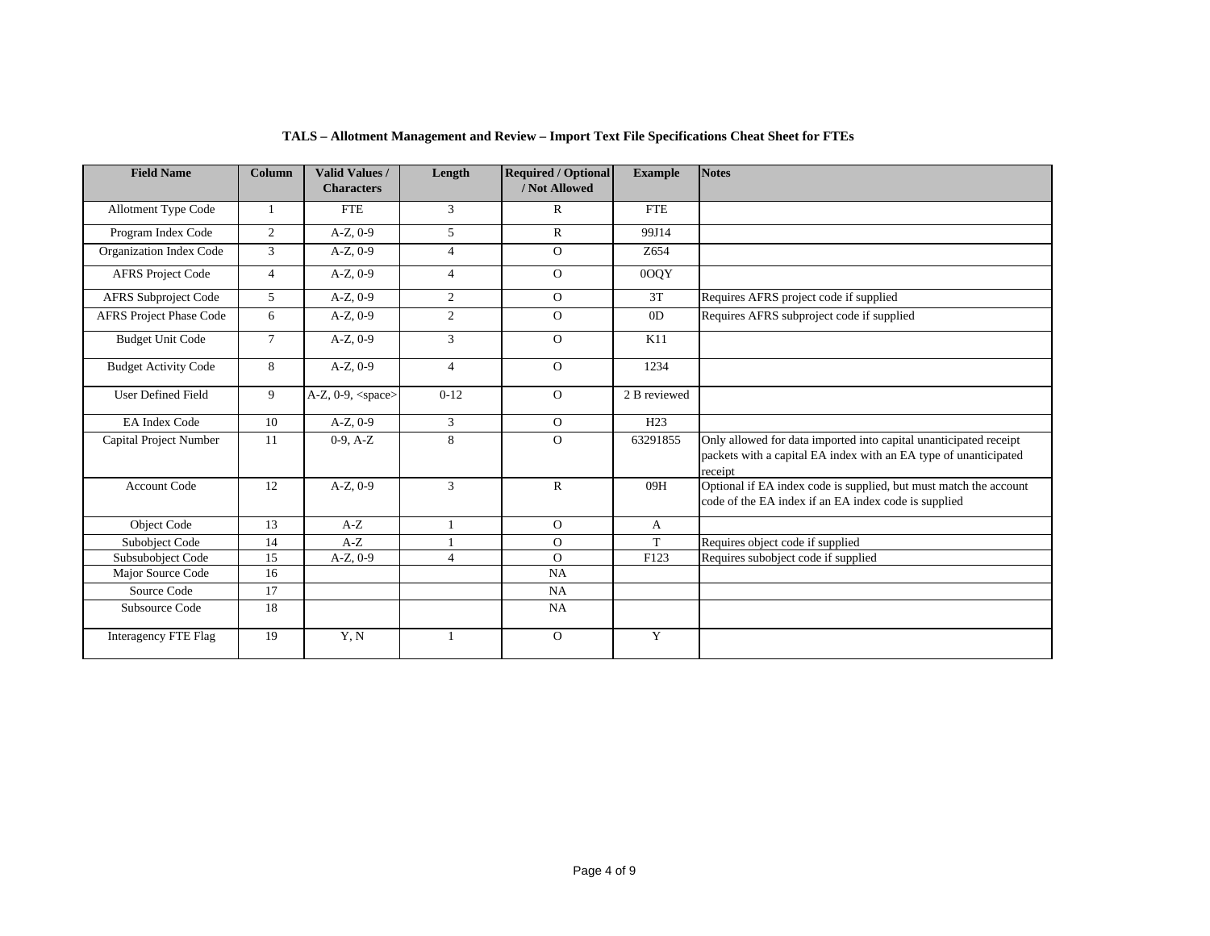**TALS – Allotment Management and Review – Import Text File Specifications Cheat Sheet for FTEs**

| Field Name | Column | Valid Values / Characters | Length | Required / Optional / Not Allowed | Example | Notes |
|---|---|---|---|---|---|---|
| Allotment Type Code | 1 | FTE | 3 | R | FTE | |
| Program Index Code | 2 | A-Z, 0-9 | 5 | R | 99J14 | |
| Organization Index Code | 3 | A-Z, 0-9 | 4 | O | Z654 | |
| AFRS Project Code | 4 | A-Z, 0-9 | 4 | O | 0OQY | |
| AFRS Subproject Code | 5 | A-Z, 0-9 | 2 | O | 3T | Requires AFRS project code if supplied |
| AFRS Project Phase Code | 6 | A-Z, 0-9 | 2 | O | 0D | Requires AFRS subproject code if supplied |
| Budget Unit Code | 7 | A-Z, 0-9 | 3 | O | K11 | |
| Budget Activity Code | 8 | A-Z, 0-9 | 4 | O | 1234 | |
| User Defined Field | 9 | A-Z, 0-9, <space> | 0-12 | O | 2 B reviewed | |
| EA Index Code | 10 | A-Z, 0-9 | 3 | O | H23 | |
| Capital Project Number | 11 | 0-9, A-Z | 8 | O | 63291855 | Only allowed for data imported into capital unanticipated receipt packets with a capital EA index with an EA type of unanticipated receipt |
| Account Code | 12 | A-Z, 0-9 | 3 | R | 09H | Optional if EA index code is supplied, but must match the account code of the EA index if an EA index code is supplied |
| Object Code | 13 | A-Z | 1 | O | A | |
| Subobject Code | 14 | A-Z | 1 | O | T | Requires object code if supplied |
| Subsubobject Code | 15 | A-Z, 0-9 | 4 | O | F123 | Requires subobject code if supplied |
| Major Source Code | 16 | | | NA | | |
| Source Code | 17 | | | NA | | |
| Subsource Code | 18 | | | NA | | |
| Interagency FTE Flag | 19 | Y, N | 1 | O | Y | |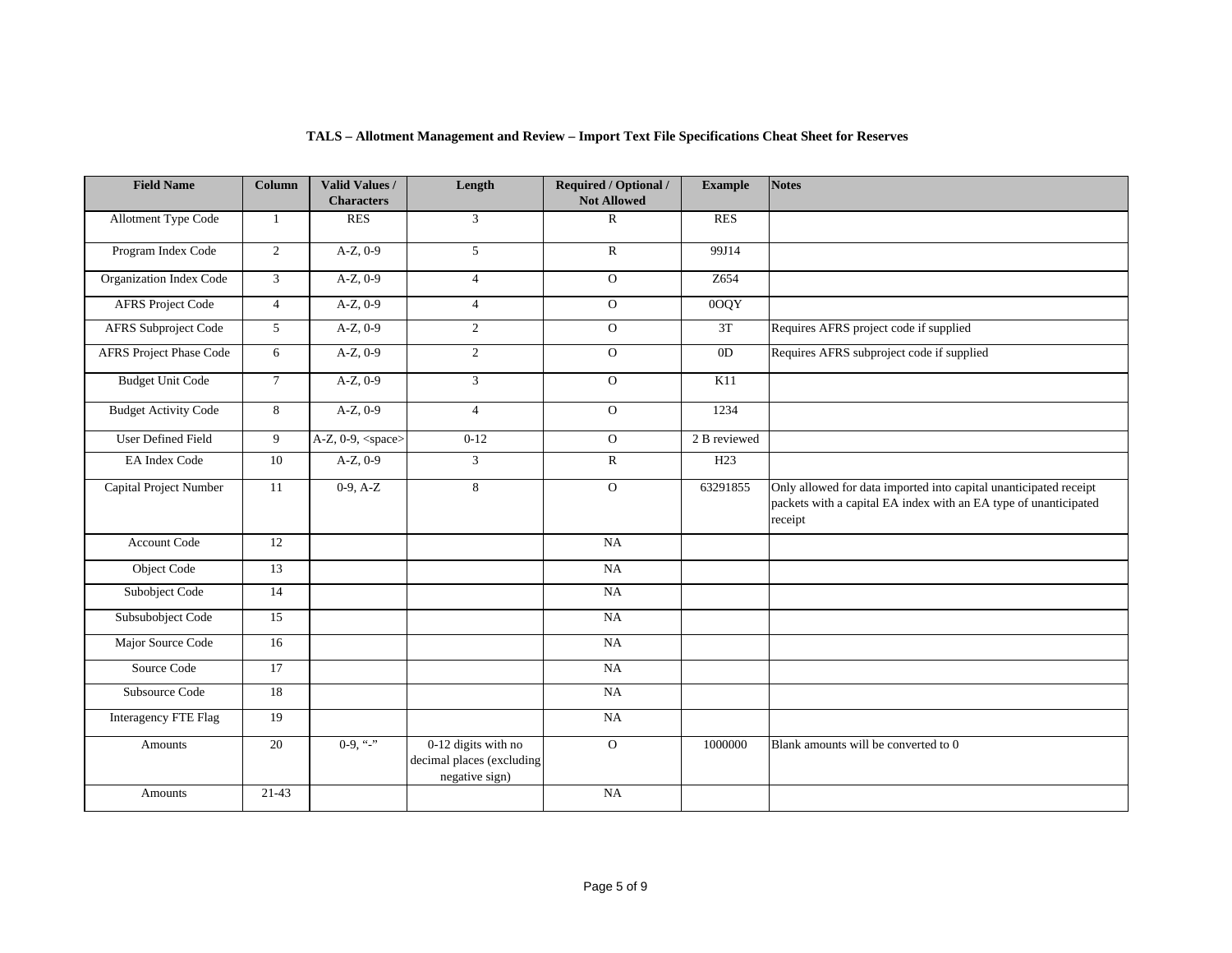**TALS – Allotment Management and Review – Import Text File Specifications Cheat Sheet for Reserves**

| Field Name | Column | Valid Values / Characters | Length | Required / Optional / Not Allowed | Example | Notes |
|---|---|---|---|---|---|---|
| Allotment Type Code | 1 | RES | 3 | R | RES | |
| Program Index Code | 2 | A-Z, 0-9 | 5 | R | 99J14 | |
| Organization Index Code | 3 | A-Z, 0-9 | 4 | O | Z654 | |
| AFRS Project Code | 4 | A-Z, 0-9 | 4 | O | 0OQY | |
| AFRS Subproject Code | 5 | A-Z, 0-9 | 2 | O | 3T | Requires AFRS project code if supplied |
| AFRS Project Phase Code | 6 | A-Z, 0-9 | 2 | O | 0D | Requires AFRS subproject code if supplied |
| Budget Unit Code | 7 | A-Z, 0-9 | 3 | O | K11 | |
| Budget Activity Code | 8 | A-Z, 0-9 | 4 | O | 1234 | |
| User Defined Field | 9 | A-Z, 0-9, <space> | 0-12 | O | 2 B reviewed | |
| EA Index Code | 10 | A-Z, 0-9 | 3 | R | H23 | |
| Capital Project Number | 11 | 0-9, A-Z | 8 | O | 63291855 | Only allowed for data imported into capital unanticipated receipt packets with a capital EA index with an EA type of unanticipated receipt |
| Account Code | 12 | | | NA | | |
| Object Code | 13 | | | NA | | |
| Subobject Code | 14 | | | NA | | |
| Subsubobject Code | 15 | | | NA | | |
| Major Source Code | 16 | | | NA | | |
| Source Code | 17 | | | NA | | |
| Subsource Code | 18 | | | NA | | |
| Interagency FTE Flag | 19 | | | NA | | |
| Amounts | 20 | 0-9, "-" | 0-12 digits with no decimal places (excluding negative sign) | O | 1000000 | Blank amounts will be converted to 0 |
| Amounts | 21-43 | | | NA | | |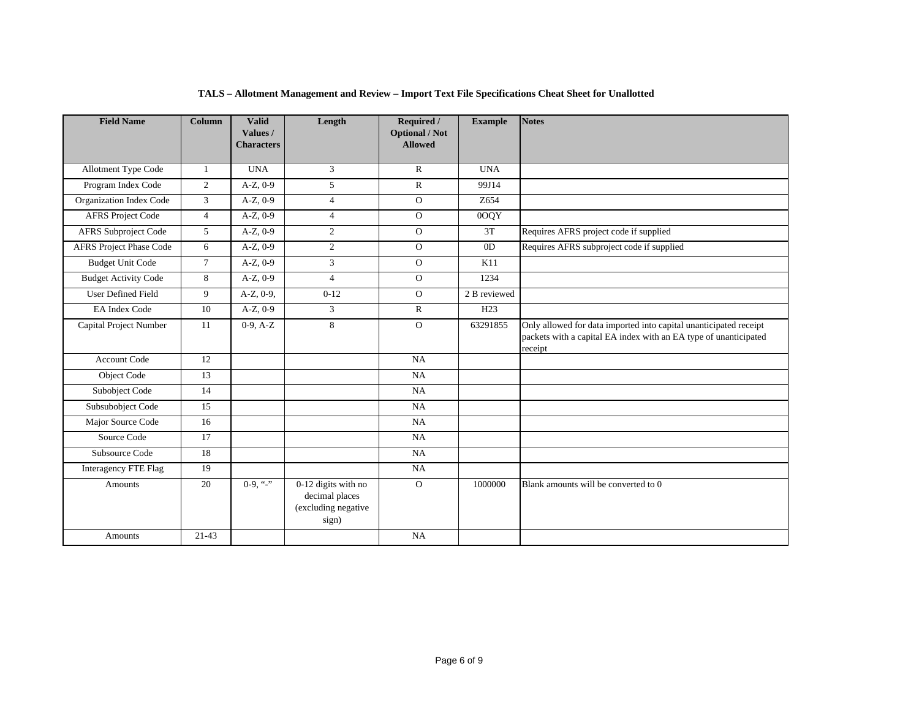**TALS – Allotment Management and Review – Import Text File Specifications Cheat Sheet for Unallotted**

| Field Name | Column | Valid Values / Characters | Length | Required / Optional / Not Allowed | Example | Notes |
|---|---|---|---|---|---|---|
| Allotment Type Code | 1 | UNA | 3 | R | UNA | |
| Program Index Code | 2 | A-Z, 0-9 | 5 | R | 99J14 | |
| Organization Index Code | 3 | A-Z, 0-9 | 4 | O | Z654 | |
| AFRS Project Code | 4 | A-Z, 0-9 | 4 | O | 0OQY | |
| AFRS Subproject Code | 5 | A-Z, 0-9 | 2 | O | 3T | Requires AFRS project code if supplied |
| AFRS Project Phase Code | 6 | A-Z, 0-9 | 2 | O | 0D | Requires AFRS subproject code if supplied |
| Budget Unit Code | 7 | A-Z, 0-9 | 3 | O | K11 | |
| Budget Activity Code | 8 | A-Z, 0-9 | 4 | O | 1234 | |
| User Defined Field | 9 | A-Z, 0-9, | 0-12 | O | 2 B reviewed | |
| EA Index Code | 10 | A-Z, 0-9 | 3 | R | H23 | |
| Capital Project Number | 11 | 0-9, A-Z | 8 | O | 63291855 | Only allowed for data imported into capital unanticipated receipt packets with a capital EA index with an EA type of unanticipated receipt |
| Account Code | 12 | | | NA | | |
| Object Code | 13 | | | NA | | |
| Subobject Code | 14 | | | NA | | |
| Subsubobject Code | 15 | | | NA | | |
| Major Source Code | 16 | | | NA | | |
| Source Code | 17 | | | NA | | |
| Subsource Code | 18 | | | NA | | |
| Interagency FTE Flag | 19 | | | NA | | |
| Amounts | 20 | 0-9, "-" | 0-12 digits with no decimal places (excluding negative sign) | O | 1000000 | Blank amounts will be converted to 0 |
| Amounts | 21-43 | | | NA | | |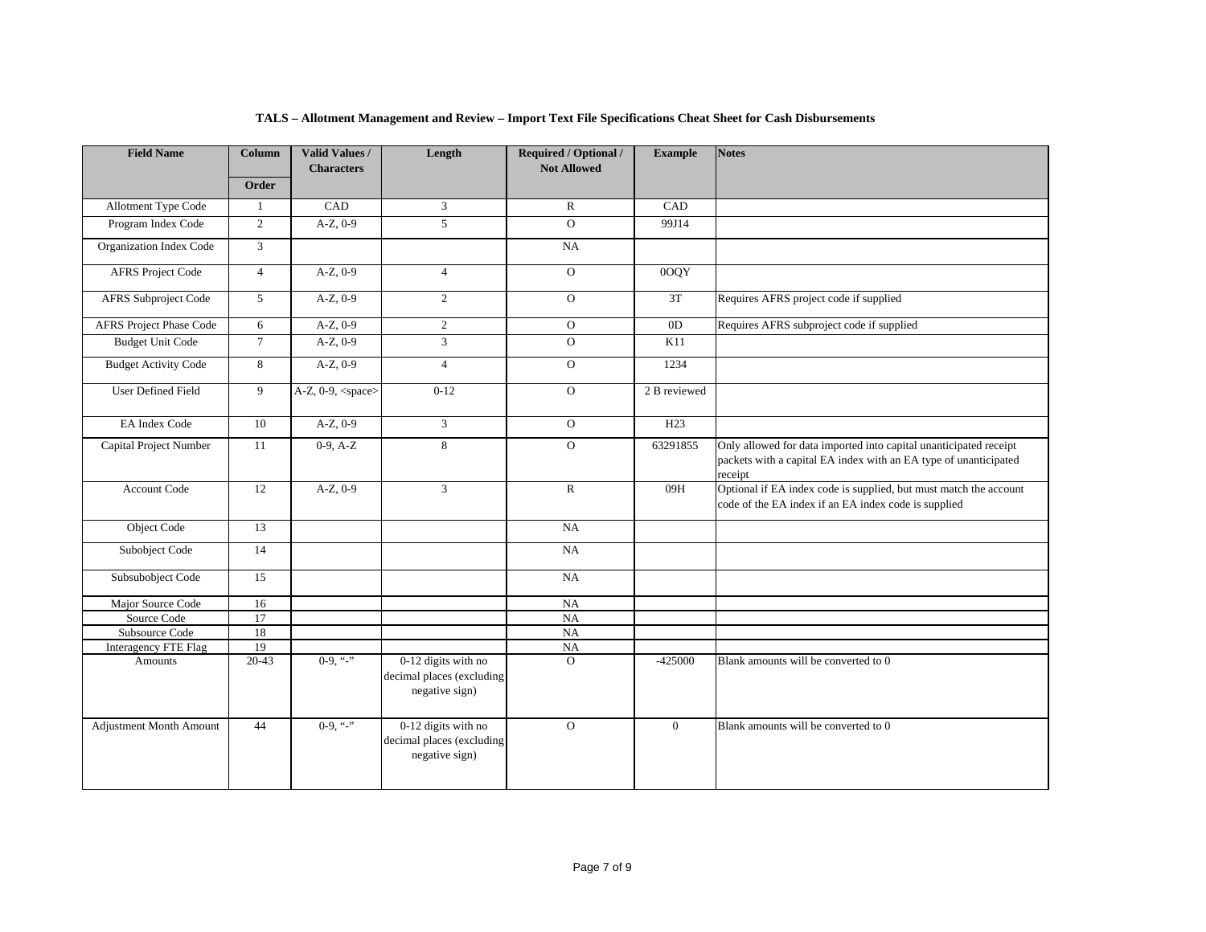**TALS – Allotment Management and Review – Import Text File Specifications Cheat Sheet for Cash Disbursements**

| Field Name | Column Order | Valid Values / Characters | Length | Required / Optional / Not Allowed | Example | Notes |
|---|---|---|---|---|---|---|
| Allotment Type Code | 1 | CAD | 3 | R | CAD | |
| Program Index Code | 2 | A-Z, 0-9 | 5 | O | 99J14 | |
| Organization Index Code | 3 | | | NA | | |
| AFRS Project Code | 4 | A-Z, 0-9 | 4 | O | 0OQY | |
| AFRS Subproject Code | 5 | A-Z, 0-9 | 2 | O | 3T | Requires AFRS project code if supplied |
| AFRS Project Phase Code | 6 | A-Z, 0-9 | 2 | O | 0D | Requires AFRS subproject code if supplied |
| Budget Unit Code | 7 | A-Z, 0-9 | 3 | O | K11 | |
| Budget Activity Code | 8 | A-Z, 0-9 | 4 | O | 1234 | |
| User Defined Field | 9 | A-Z, 0-9, <space> | 0-12 | O | 2 B reviewed | |
| EA Index Code | 10 | A-Z, 0-9 | 3 | O | H23 | |
| Capital Project Number | 11 | 0-9, A-Z | 8 | O | 63291855 | Only allowed for data imported into capital unanticipated receipt packets with a capital EA index with an EA type of unanticipated receipt |
| Account Code | 12 | A-Z, 0-9 | 3 | R | 09H | Optional if EA index code is supplied, but must match the account code of the EA index if an EA index code is supplied |
| Object Code | 13 | | | NA | | |
| Subobject Code | 14 | | | NA | | |
| Subsubobject Code | 15 | | | NA | | |
| Major Source Code | 16 | | | NA | | |
| Source Code | 17 | | | NA | | |
| Subsource Code | 18 | | | NA | | |
| Interagency FTE Flag | 19 | | | NA | | |
| Amounts | 20-43 | 0-9, "-" | 0-12 digits with no decimal places (excluding negative sign) | O | -425000 | Blank amounts will be converted to 0 |
| Adjustment Month Amount | 44 | 0-9, "-" | 0-12 digits with no decimal places (excluding negative sign) | O | 0 | Blank amounts will be converted to 0 |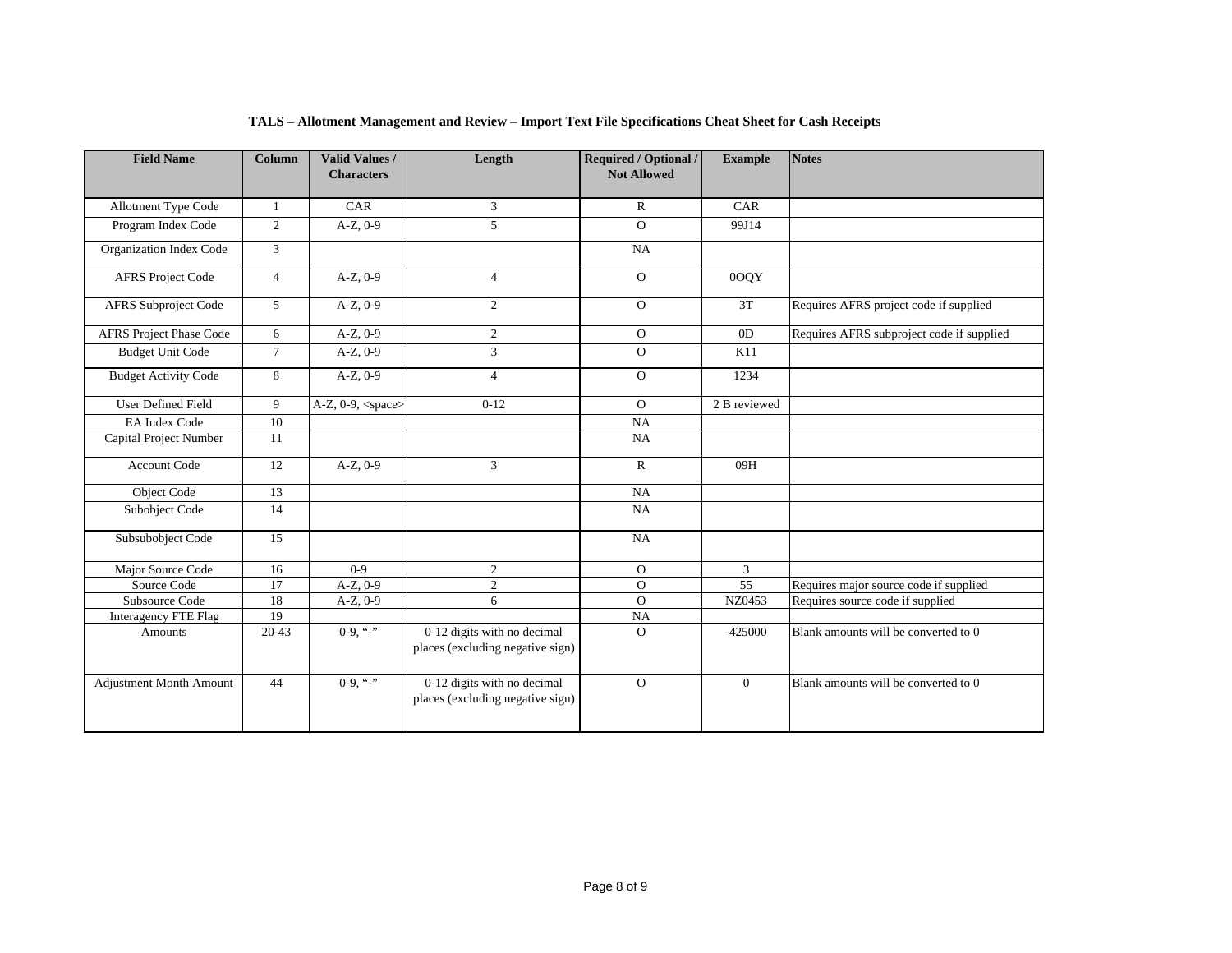**TALS – Allotment Management and Review – Import Text File Specifications Cheat Sheet for Cash Receipts**

| Field Name | Column | Valid Values / Characters | Length | Required / Optional / Not Allowed | Example | Notes |
|---|---|---|---|---|---|---|
| Allotment Type Code | 1 | CAR | 3 | R | CAR | |
| Program Index Code | 2 | A-Z, 0-9 | 5 | O | 99J14 | |
| Organization Index Code | 3 | | | NA | | |
| AFRS Project Code | 4 | A-Z, 0-9 | 4 | O | 0OQY | |
| AFRS Subproject Code | 5 | A-Z, 0-9 | 2 | O | 3T | Requires AFRS project code if supplied |
| AFRS Project Phase Code | 6 | A-Z, 0-9 | 2 | O | 0D | Requires AFRS subproject code if supplied |
| Budget Unit Code | 7 | A-Z, 0-9 | 3 | O | K11 | |
| Budget Activity Code | 8 | A-Z, 0-9 | 4 | O | 1234 | |
| User Defined Field | 9 | A-Z, 0-9, <space> | 0-12 | O | 2 B reviewed | |
| EA Index Code | 10 | | | NA | | |
| Capital Project Number | 11 | | | NA | | |
| Account Code | 12 | A-Z, 0-9 | 3 | R | 09H | |
| Object Code | 13 | | | NA | | |
| Subobject Code | 14 | | | NA | | |
| Subsubobject Code | 15 | | | NA | | |
| Major Source Code | 16 | 0-9 | 2 | O | 3 | |
| Source Code | 17 | A-Z, 0-9 | 2 | O | 55 | Requires major source code if supplied |
| Subsource Code | 18 | A-Z, 0-9 | 6 | O | NZ0453 | Requires source code if supplied |
| Interagency FTE Flag | 19 | | | NA | | |
| Amounts | 20-43 | 0-9, "-" | 0-12 digits with no decimal places (excluding negative sign) | O | -425000 | Blank amounts will be converted to 0 |
| Adjustment Month Amount | 44 | 0-9, "-" | 0-12 digits with no decimal places (excluding negative sign) | O | 0 | Blank amounts will be converted to 0 |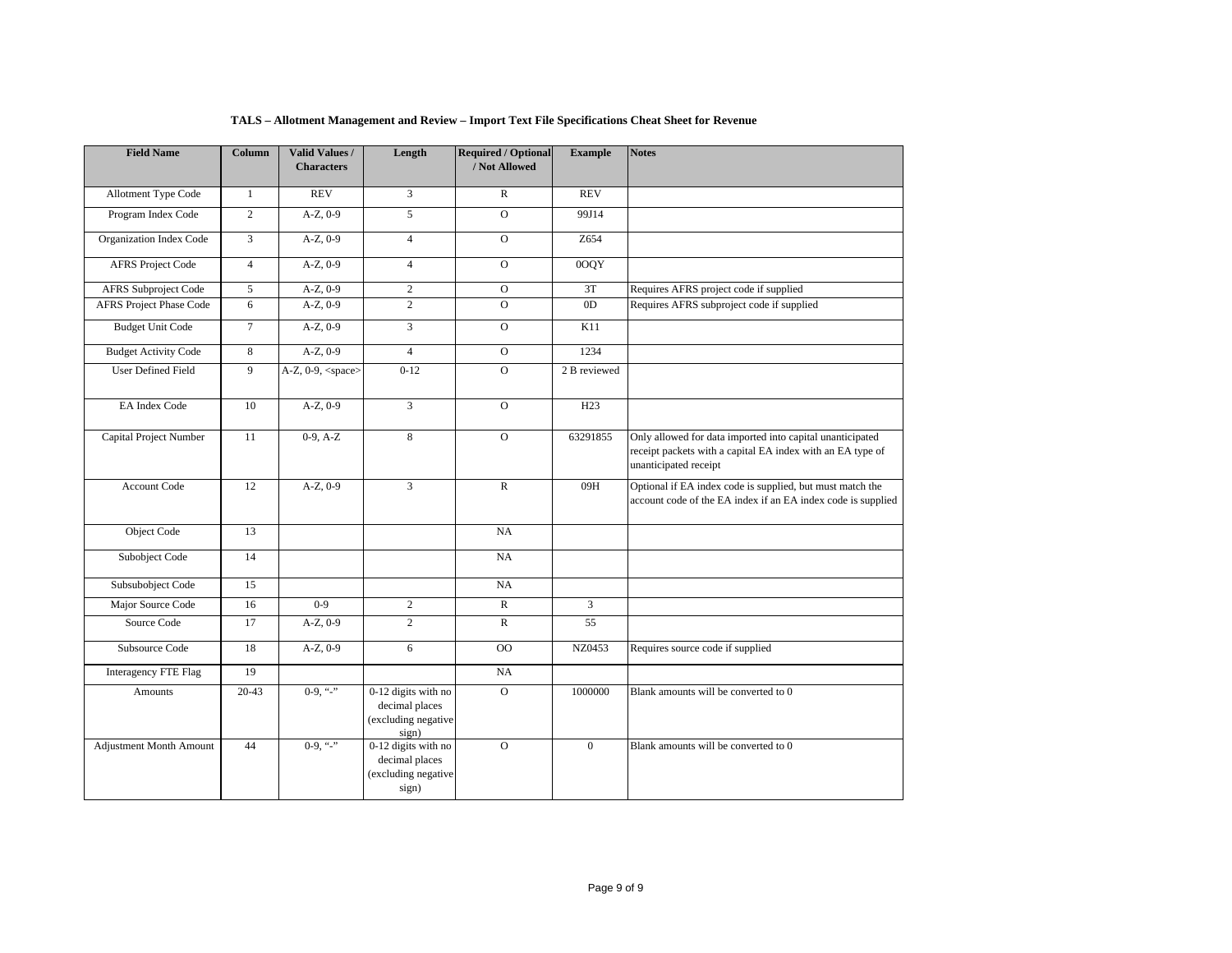**TALS – Allotment Management and Review – Import Text File Specifications Cheat Sheet for Revenue**

| Field Name | Column | Valid Values / Characters | Length | Required / Optional / Not Allowed | Example | Notes |
|---|---|---|---|---|---|---|
| Allotment Type Code | 1 | REV | 3 | R | REV | |
| Program Index Code | 2 | A-Z, 0-9 | 5 | O | 99J14 | |
| Organization Index Code | 3 | A-Z, 0-9 | 4 | O | Z654 | |
| AFRS Project Code | 4 | A-Z, 0-9 | 4 | O | 0OQY | |
| AFRS Subproject Code | 5 | A-Z, 0-9 | 2 | O | 3T | Requires AFRS project code if supplied |
| AFRS Project Phase Code | 6 | A-Z, 0-9 | 2 | O | 0D | Requires AFRS subproject code if supplied |
| Budget Unit Code | 7 | A-Z, 0-9 | 3 | O | K11 | |
| Budget Activity Code | 8 | A-Z, 0-9 | 4 | O | 1234 | |
| User Defined Field | 9 | A-Z, 0-9, <space> | 0-12 | O | 2 B reviewed | |
| EA Index Code | 10 | A-Z, 0-9 | 3 | O | H23 | |
| Capital Project Number | 11 | 0-9, A-Z | 8 | O | 63291855 | Only allowed for data imported into capital unanticipated receipt packets with a capital EA index with an EA type of unanticipated receipt |
| Account Code | 12 | A-Z, 0-9 | 3 | R | 09H | Optional if EA index code is supplied, but must match the account code of the EA index if an EA index code is supplied |
| Object Code | 13 | | | NA | | |
| Subobject Code | 14 | | | NA | | |
| Subsubobject Code | 15 | | | NA | | |
| Major Source Code | 16 | 0-9 | 2 | R | 3 | |
| Source Code | 17 | A-Z, 0-9 | 2 | R | 55 | |
| Subsource Code | 18 | A-Z, 0-9 | 6 | OO | NZ0453 | Requires source code if supplied |
| Interagency FTE Flag | 19 | | | NA | | |
| Amounts | 20-43 | 0-9, "-" | 0-12 digits with no decimal places (excluding negative sign) | O | 1000000 | Blank amounts will be converted to 0 |
| Adjustment Month Amount | 44 | 0-9, "-" | 0-12 digits with no decimal places (excluding negative sign) | O | 0 | Blank amounts will be converted to 0 |